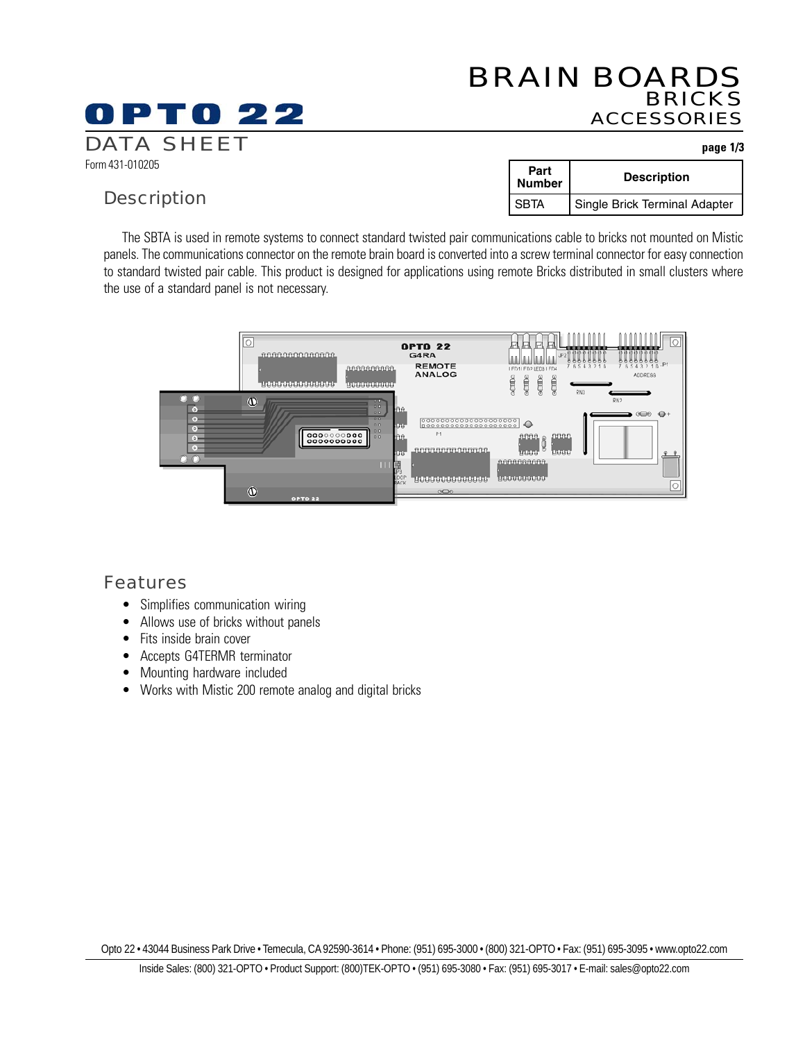# OPTO 22

## BRAIN BOARDS
### BRICKS
### ACCESSORIES

DATA SHEET

Form 431-010205

| Part Number | Description |
|---|---|
| SBTA | Single Brick Terminal Adapter |

## Description

The SBTA is used in remote systems to connect standard twisted pair communications cable to bricks not mounted on Mistic panels. The communications connector on the remote brain board is converted into a screw terminal connector for easy connection to standard twisted pair cable. This product is designed for applications using remote Bricks distributed in small clusters where the use of a standard panel is not necessary.

## Features

- Simplifies communication wiring
- Allows use of bricks without panels
- Fits inside brain cover
- Accepts G4TERMR terminator
- Mounting hardware included
- Works with Mistic 200 remote analog and digital bricks

Opto 22 • 43044 Business Park Drive • Temecula, CA 92590-3614 • Phone: (951) 695-3000 • (800) 321-OPTO • Fax: (951) 695-3095 • www.opto22.com

Inside Sales: (800) 321-OPTO • Product Support: (800)TEK-OPTO • (951) 695-3080 • Fax: (951) 695-3017 • E-mail: sales@opto22.com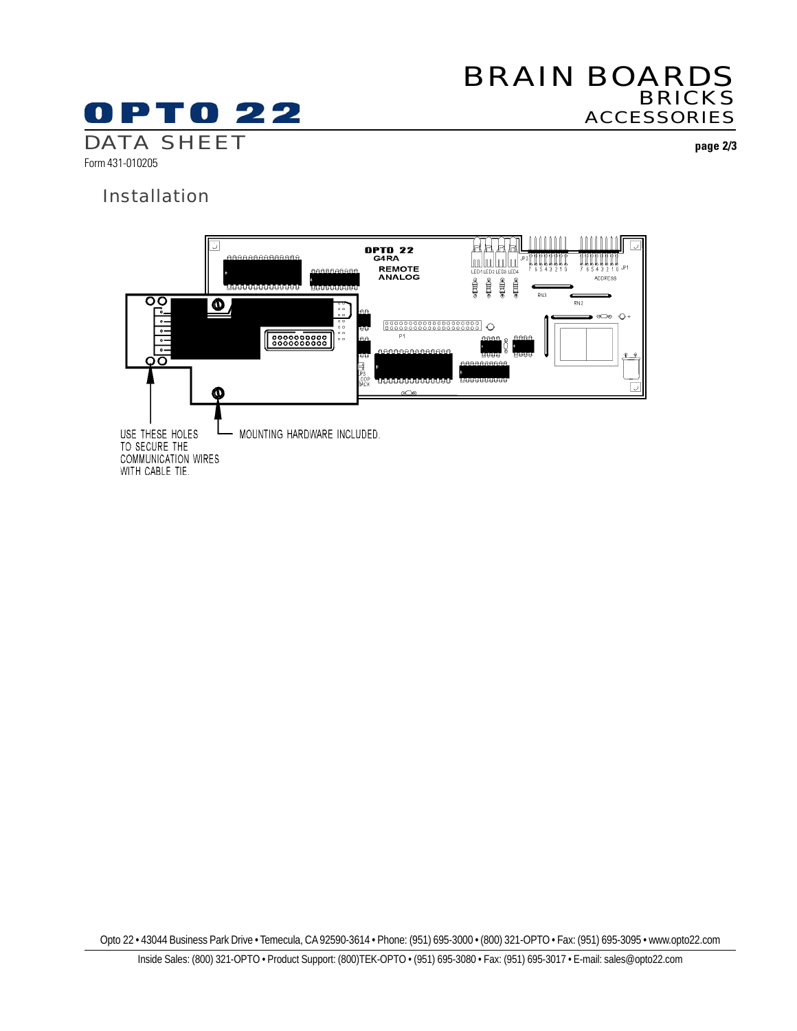## Installation

USE THESE HOLES TO SECURE THE COMMUNICATION WIRES WITH CABLE TIE.

MOUNTING HARDWARE INCLUDED.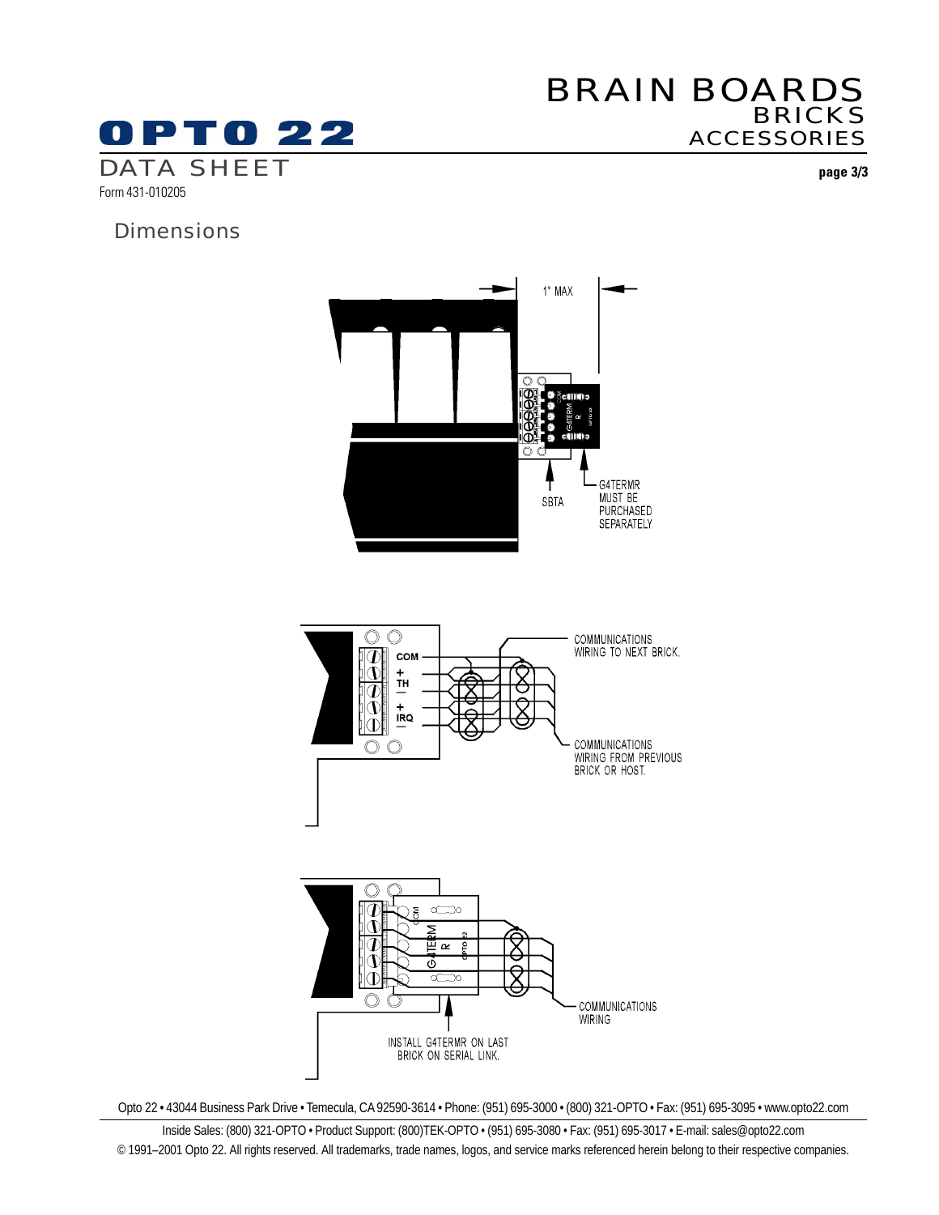## Dimensions

1" MAX

SBTA

G4TERMR MUST BE PURCHASED SEPARATELY

COM
+
TH
−
+
IRQ
−

COMMUNICATIONS WIRING TO NEXT BRICK.

COMMUNICATIONS WIRING FROM PREVIOUS BRICK OR HOST.

COMMUNICATIONS WIRING

INSTALL G4TERMR ON LAST BRICK ON SERIAL LINK.

Opto 22 • 43044 Business Park Drive • Temecula, CA 92590-3614 • Phone: (951) 695-3000 • (800) 321-OPTO • Fax: (951) 695-3095 • www.opto22.com

Inside Sales: (800) 321-OPTO • Product Support: (800)TEK-OPTO • (951) 695-3080 • Fax: (951) 695-3017 • E-mail: sales@opto22.com

© 1991–2001 Opto 22. All rights reserved. All trademarks, trade names, logos, and service marks referenced herein belong to their respective companies.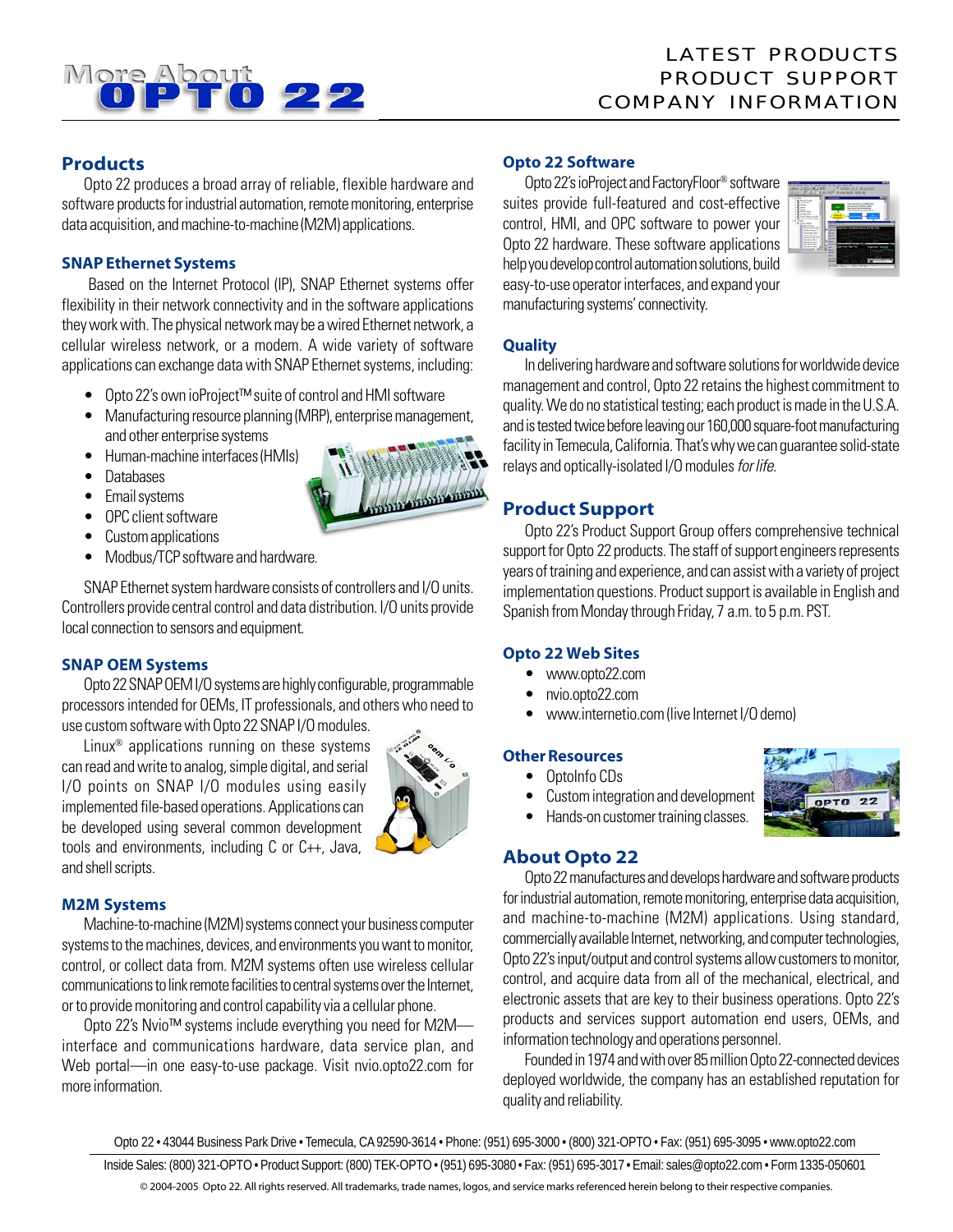# More About OPTO 22

LATEST PRODUCTS
PRODUCT SUPPORT
COMPANY INFORMATION

## Products

Opto 22 produces a broad array of reliable, flexible hardware and software products for industrial automation, remote monitoring, enterprise data acquisition, and machine-to-machine (M2M) applications.

### SNAP Ethernet Systems

Based on the Internet Protocol (IP), SNAP Ethernet systems offer flexibility in their network connectivity and in the software applications they work with. The physical network may be a wired Ethernet network, a cellular wireless network, or a modem. A wide variety of software applications can exchange data with SNAP Ethernet systems, including:

- Opto 22's own ioProject™ suite of control and HMI software
- Manufacturing resource planning (MRP), enterprise management, and other enterprise systems
- Human-machine interfaces (HMIs)
- Databases
- Email systems
- OPC client software
- Custom applications
- Modbus/TCP software and hardware.

SNAP Ethernet system hardware consists of controllers and I/O units. Controllers provide central control and data distribution. I/O units provide local connection to sensors and equipment.

### SNAP OEM Systems

Opto 22 SNAP OEM I/O systems are highly configurable, programmable processors intended for OEMs, IT professionals, and others who need to use custom software with Opto 22 SNAP I/O modules.

Linux® applications running on these systems can read and write to analog, simple digital, and serial I/O points on SNAP I/O modules using easily implemented file-based operations. Applications can be developed using several common development tools and environments, including C or C++, Java, and shell scripts.

### M2M Systems

Machine-to-machine (M2M) systems connect your business computer systems to the machines, devices, and environments you want to monitor, control, or collect data from. M2M systems often use wireless cellular communications to link remote facilities to central systems over the Internet, or to provide monitoring and control capability via a cellular phone.

Opto 22's Nvio™ systems include everything you need for M2M—interface and communications hardware, data service plan, and Web portal—in one easy-to-use package. Visit nvio.opto22.com for more information.

### Opto 22 Software

Opto 22's ioProject and FactoryFloor® software suites provide full-featured and cost-effective control, HMI, and OPC software to power your Opto 22 hardware. These software applications help you develop control automation solutions, build easy-to-use operator interfaces, and expand your manufacturing systems' connectivity.

### Quality

In delivering hardware and software solutions for worldwide device management and control, Opto 22 retains the highest commitment to quality. We do no statistical testing; each product is made in the U.S.A. and is tested twice before leaving our 160,000 square-foot manufacturing facility in Temecula, California. That's why we can guarantee solid-state relays and optically-isolated I/O modules *for life*.

## Product Support

Opto 22's Product Support Group offers comprehensive technical support for Opto 22 products. The staff of support engineers represents years of training and experience, and can assist with a variety of project implementation questions. Product support is available in English and Spanish from Monday through Friday, 7 a.m. to 5 p.m. PST.

### Opto 22 Web Sites

- www.opto22.com
- nvio.opto22.com
- www.internetio.com (live Internet I/O demo)

### Other Resources

- OptoInfo CDs
- Custom integration and development
- Hands-on customer training classes.

## About Opto 22

Opto 22 manufactures and develops hardware and software products for industrial automation, remote monitoring, enterprise data acquisition, and machine-to-machine (M2M) applications. Using standard, commercially available Internet, networking, and computer technologies, Opto 22's input/output and control systems allow customers to monitor, control, and acquire data from all of the mechanical, electrical, and electronic assets that are key to their business operations. Opto 22's products and services support automation end users, OEMs, and information technology and operations personnel.

Founded in 1974 and with over 85 million Opto 22-connected devices deployed worldwide, the company has an established reputation for quality and reliability.

Opto 22 • 43044 Business Park Drive • Temecula, CA 92590-3614 • Phone: (951) 695-3000 • (800) 321-OPTO • Fax: (951) 695-3095 • www.opto22.com

Inside Sales: (800) 321-OPTO • Product Support: (800) TEK-OPTO • (951) 695-3080 • Fax: (951) 695-3017 • Email: sales@opto22.com • Form 1335-050601

© 2004-2005 Opto 22. All rights reserved. All trademarks, trade names, logos, and service marks referenced herein belong to their respective companies.